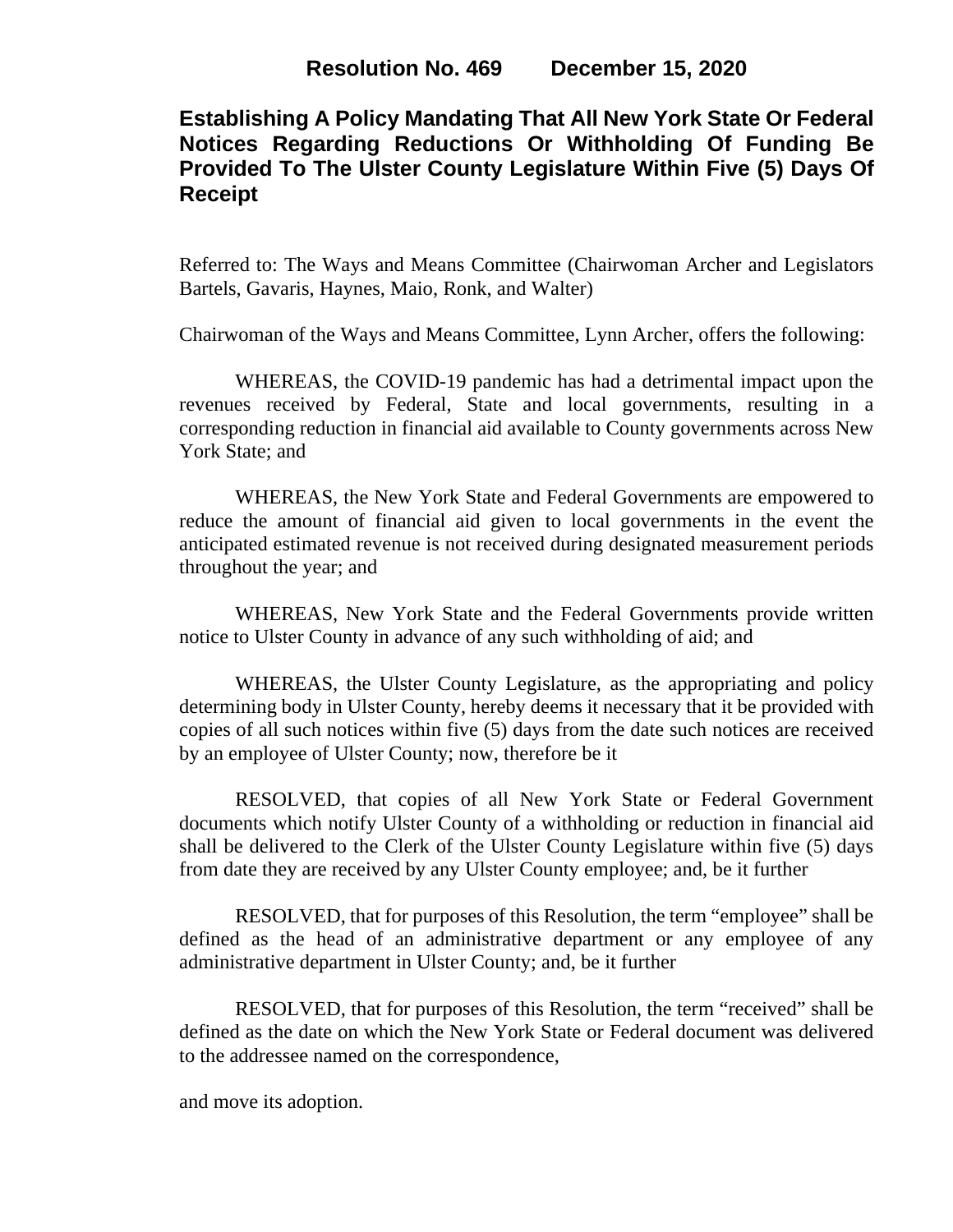**Resolution No. 469 December 15, 2020**

# Establishing A Policy Mandating That All New York State Or Federal Notices Regarding Reductions Or Withholding Of Funding Be Provided To The Ulster County Legislature Within Five (5) Days Of Receipt

Referred to: The Ways and Means Committee (Chairwoman Archer and Legislators Bartels, Gavaris, Haynes, Maio, Ronk, and Walter)

Chairwoman of the Ways and Means Committee, Lynn Archer, offers the following:

WHEREAS, the COVID-19 pandemic has had a detrimental impact upon the revenues received by Federal, State and local governments, resulting in a corresponding reduction in financial aid available to County governments across New York State; and

WHEREAS, the New York State and Federal Governments are empowered to reduce the amount of financial aid given to local governments in the event the anticipated estimated revenue is not received during designated measurement periods throughout the year; and

WHEREAS, New York State and the Federal Governments provide written notice to Ulster County in advance of any such withholding of aid; and

WHEREAS, the Ulster County Legislature, as the appropriating and policy determining body in Ulster County, hereby deems it necessary that it be provided with copies of all such notices within five (5) days from the date such notices are received by an employee of Ulster County; now, therefore be it

RESOLVED, that copies of all New York State or Federal Government documents which notify Ulster County of a withholding or reduction in financial aid shall be delivered to the Clerk of the Ulster County Legislature within five (5) days from date they are received by any Ulster County employee; and, be it further

RESOLVED, that for purposes of this Resolution, the term "employee" shall be defined as the head of an administrative department or any employee of any administrative department in Ulster County; and, be it further

RESOLVED, that for purposes of this Resolution, the term "received" shall be defined as the date on which the New York State or Federal document was delivered to the addressee named on the correspondence,

and move its adoption.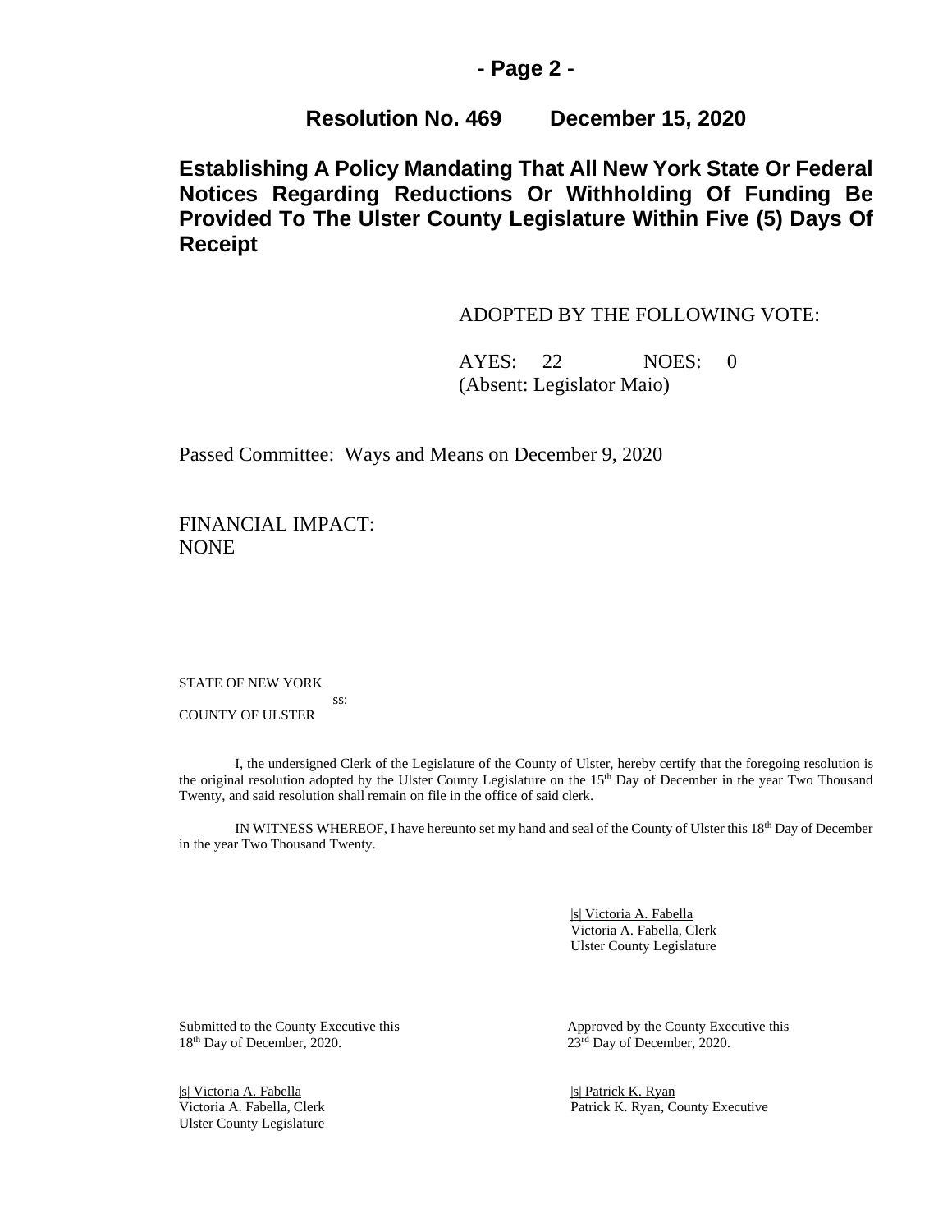**Resolution No. 469 December 15, 2020**

## Establishing A Policy Mandating That All New York State Or Federal Notices Regarding Reductions Or Withholding Of Funding Be Provided To The Ulster County Legislature Within Five (5) Days Of Receipt

ADOPTED BY THE FOLLOWING VOTE:

AYES: 22 NOES: 0
(Absent: Legislator Maio)

Passed Committee: Ways and Means on December 9, 2020

FINANCIAL IMPACT:
NONE

STATE OF NEW YORK
ss:
COUNTY OF ULSTER

I, the undersigned Clerk of the Legislature of the County of Ulster, hereby certify that the foregoing resolution is the original resolution adopted by the Ulster County Legislature on the 15th Day of December in the year Two Thousand Twenty, and said resolution shall remain on file in the office of said clerk.

IN WITNESS WHEREOF, I have hereunto set my hand and seal of the County of Ulster this 18th Day of December in the year Two Thousand Twenty.

|s| Victoria A. Fabella
Victoria A. Fabella, Clerk
Ulster County Legislature

Submitted to the County Executive this 18th Day of December, 2020.

|s| Victoria A. Fabella
Victoria A. Fabella, Clerk
Ulster County Legislature

Approved by the County Executive this 23rd Day of December, 2020.

|s| Patrick K. Ryan
Patrick K. Ryan, County Executive